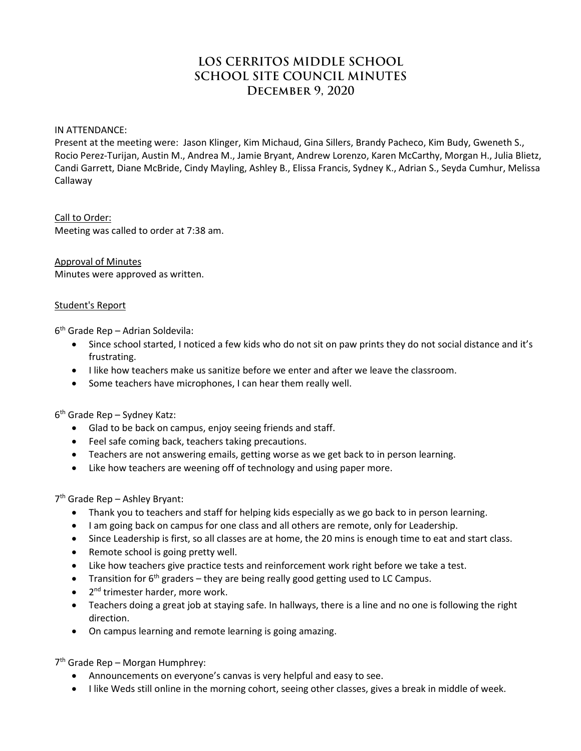# LOS CERRITOS MIDDLE SCHOOL
# SCHOOL SITE COUNCIL MINUTES
# December 9, 2020

IN ATTENDANCE:
Present at the meeting were: Jason Klinger, Kim Michaud, Gina Sillers, Brandy Pacheco, Kim Budy, Gweneth S., Rocio Perez-Turijan, Austin M., Andrea M., Jamie Bryant, Andrew Lorenzo, Karen McCarthy, Morgan H., Julia Blietz, Candi Garrett, Diane McBride, Cindy Mayling, Ashley B., Elissa Francis, Sydney K., Adrian S., Seyda Cumhur, Melissa Callaway

Call to Order:
Meeting was called to order at 7:38 am.

Approval of Minutes
Minutes were approved as written.

Student's Report

6th Grade Rep – Adrian Soldevila:

- Since school started, I noticed a few kids who do not sit on paw prints they do not social distance and it's frustrating.
- I like how teachers make us sanitize before we enter and after we leave the classroom.
- Some teachers have microphones, I can hear them really well.

6th Grade Rep – Sydney Katz:

- Glad to be back on campus, enjoy seeing friends and staff.
- Feel safe coming back, teachers taking precautions.
- Teachers are not answering emails, getting worse as we get back to in person learning.
- Like how teachers are weening off of technology and using paper more.

7th Grade Rep – Ashley Bryant:

- Thank you to teachers and staff for helping kids especially as we go back to in person learning.
- I am going back on campus for one class and all others are remote, only for Leadership.
- Since Leadership is first, so all classes are at home, the 20 mins is enough time to eat and start class.
- Remote school is going pretty well.
- Like how teachers give practice tests and reinforcement work right before we take a test.
- Transition for 6th graders – they are being really good getting used to LC Campus.
- 2nd trimester harder, more work.
- Teachers doing a great job at staying safe. In hallways, there is a line and no one is following the right direction.
- On campus learning and remote learning is going amazing.

7th Grade Rep – Morgan Humphrey:

- Announcements on everyone's canvas is very helpful and easy to see.
- I like Weds still online in the morning cohort, seeing other classes, gives a break in middle of week.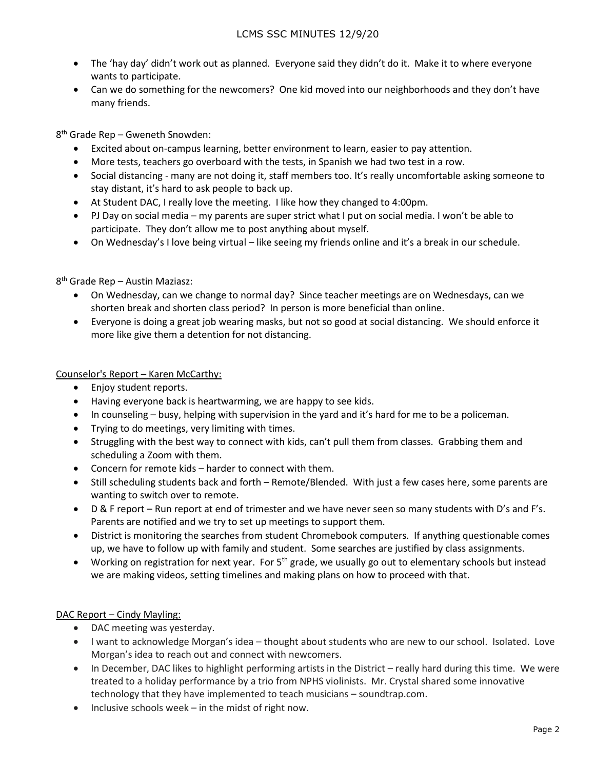- The 'hay day' didn't work out as planned. Everyone said they didn't do it. Make it to where everyone wants to participate.
- Can we do something for the newcomers? One kid moved into our neighborhoods and they don't have many friends.

8th Grade Rep – Gweneth Snowden:

- Excited about on-campus learning, better environment to learn, easier to pay attention.
- More tests, teachers go overboard with the tests, in Spanish we had two test in a row.
- Social distancing - many are not doing it, staff members too. It's really uncomfortable asking someone to stay distant, it's hard to ask people to back up.
- At Student DAC, I really love the meeting. I like how they changed to 4:00pm.
- PJ Day on social media – my parents are super strict what I put on social media. I won't be able to participate. They don't allow me to post anything about myself.
- On Wednesday's I love being virtual – like seeing my friends online and it's a break in our schedule.

8th Grade Rep – Austin Maziasz:

- On Wednesday, can we change to normal day? Since teacher meetings are on Wednesdays, can we shorten break and shorten class period? In person is more beneficial than online.
- Everyone is doing a great job wearing masks, but not so good at social distancing. We should enforce it more like give them a detention for not distancing.

<u>Counselor's Report – Karen McCarthy:</u>

- Enjoy student reports.
- Having everyone back is heartwarming, we are happy to see kids.
- In counseling – busy, helping with supervision in the yard and it's hard for me to be a policeman.
- Trying to do meetings, very limiting with times.
- Struggling with the best way to connect with kids, can't pull them from classes. Grabbing them and scheduling a Zoom with them.
- Concern for remote kids – harder to connect with them.
- Still scheduling students back and forth – Remote/Blended. With just a few cases here, some parents are wanting to switch over to remote.
- D & F report – Run report at end of trimester and we have never seen so many students with D's and F's. Parents are notified and we try to set up meetings to support them.
- District is monitoring the searches from student Chromebook computers. If anything questionable comes up, we have to follow up with family and student. Some searches are justified by class assignments.
- Working on registration for next year. For 5th grade, we usually go out to elementary schools but instead we are making videos, setting timelines and making plans on how to proceed with that.

<u>DAC Report – Cindy Mayling:</u>

- DAC meeting was yesterday.
- I want to acknowledge Morgan's idea – thought about students who are new to our school. Isolated. Love Morgan's idea to reach out and connect with newcomers.
- In December, DAC likes to highlight performing artists in the District – really hard during this time. We were treated to a holiday performance by a trio from NPHS violinists. Mr. Crystal shared some innovative technology that they have implemented to teach musicians – soundtrap.com.
- Inclusive schools week – in the midst of right now.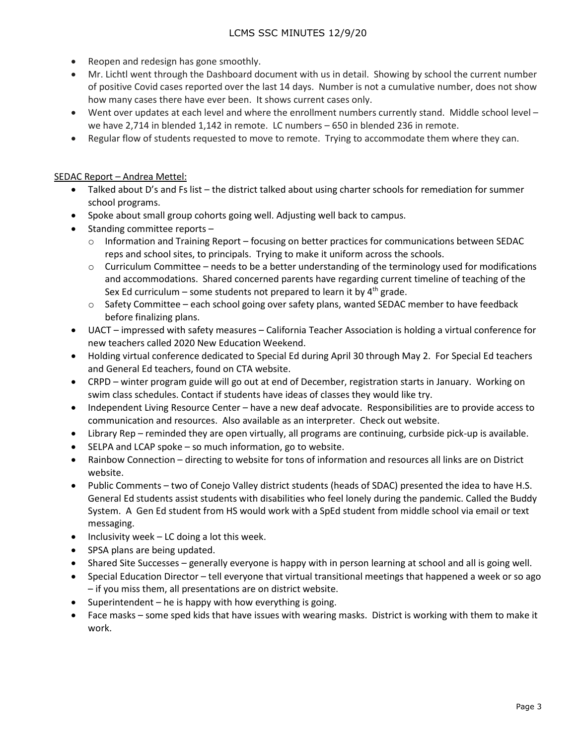- Reopen and redesign has gone smoothly.
- Mr. Lichtl went through the Dashboard document with us in detail. Showing by school the current number of positive Covid cases reported over the last 14 days. Number is not a cumulative number, does not show how many cases there have ever been. It shows current cases only.
- Went over updates at each level and where the enrollment numbers currently stand. Middle school level – we have 2,714 in blended 1,142 in remote. LC numbers – 650 in blended 236 in remote.
- Regular flow of students requested to move to remote. Trying to accommodate them where they can.

SEDAC Report – Andrea Mettel:

- Talked about D's and Fs list – the district talked about using charter schools for remediation for summer school programs.
- Spoke about small group cohorts going well. Adjusting well back to campus.
- Standing committee reports –
  - Information and Training Report – focusing on better practices for communications between SEDAC reps and school sites, to principals. Trying to make it uniform across the schools.
  - Curriculum Committee – needs to be a better understanding of the terminology used for modifications and accommodations. Shared concerned parents have regarding current timeline of teaching of the Sex Ed curriculum – some students not prepared to learn it by 4th grade.
  - Safety Committee – each school going over safety plans, wanted SEDAC member to have feedback before finalizing plans.
- UACT – impressed with safety measures – California Teacher Association is holding a virtual conference for new teachers called 2020 New Education Weekend.
- Holding virtual conference dedicated to Special Ed during April 30 through May 2. For Special Ed teachers and General Ed teachers, found on CTA website.
- CRPD – winter program guide will go out at end of December, registration starts in January. Working on swim class schedules. Contact if students have ideas of classes they would like try.
- Independent Living Resource Center – have a new deaf advocate. Responsibilities are to provide access to communication and resources. Also available as an interpreter. Check out website.
- Library Rep – reminded they are open virtually, all programs are continuing, curbside pick-up is available.
- SELPA and LCAP spoke – so much information, go to website.
- Rainbow Connection – directing to website for tons of information and resources all links are on District website.
- Public Comments – two of Conejo Valley district students (heads of SDAC) presented the idea to have H.S. General Ed students assist students with disabilities who feel lonely during the pandemic. Called the Buddy System. A Gen Ed student from HS would work with a SpEd student from middle school via email or text messaging.
- Inclusivity week – LC doing a lot this week.
- SPSA plans are being updated.
- Shared Site Successes – generally everyone is happy with in person learning at school and all is going well.
- Special Education Director – tell everyone that virtual transitional meetings that happened a week or so ago – if you miss them, all presentations are on district website.
- Superintendent – he is happy with how everything is going.
- Face masks – some sped kids that have issues with wearing masks. District is working with them to make it work.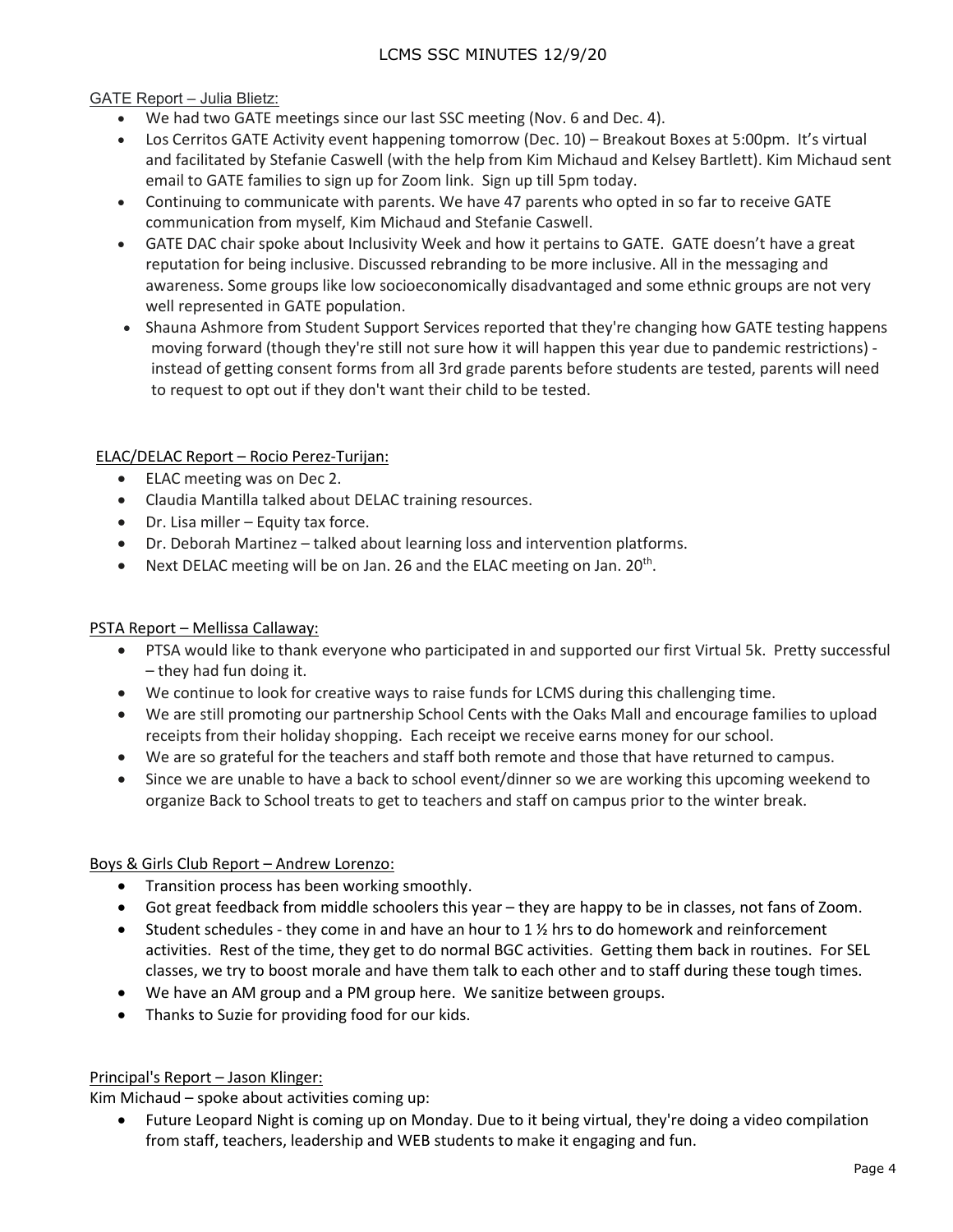GATE Report – Julia Blietz:

- We had two GATE meetings since our last SSC meeting (Nov. 6 and Dec. 4).
- Los Cerritos GATE Activity event happening tomorrow (Dec. 10) – Breakout Boxes at 5:00pm. It's virtual and facilitated by Stefanie Caswell (with the help from Kim Michaud and Kelsey Bartlett). Kim Michaud sent email to GATE families to sign up for Zoom link. Sign up till 5pm today.
- Continuing to communicate with parents. We have 47 parents who opted in so far to receive GATE communication from myself, Kim Michaud and Stefanie Caswell.
- GATE DAC chair spoke about Inclusivity Week and how it pertains to GATE. GATE doesn't have a great reputation for being inclusive. Discussed rebranding to be more inclusive. All in the messaging and awareness. Some groups like low socioeconomically disadvantaged and some ethnic groups are not very well represented in GATE population.
- Shauna Ashmore from Student Support Services reported that they're changing how GATE testing happens moving forward (though they're still not sure how it will happen this year due to pandemic restrictions) - instead of getting consent forms from all 3rd grade parents before students are tested, parents will need to request to opt out if they don't want their child to be tested.

ELAC/DELAC Report – Rocio Perez-Turijan:

- ELAC meeting was on Dec 2.
- Claudia Mantilla talked about DELAC training resources.
- Dr. Lisa miller – Equity tax force.
- Dr. Deborah Martinez – talked about learning loss and intervention platforms.
- Next DELAC meeting will be on Jan. 26 and the ELAC meeting on Jan. 20th.

PSTA Report – Mellissa Callaway:

- PTSA would like to thank everyone who participated in and supported our first Virtual 5k. Pretty successful – they had fun doing it.
- We continue to look for creative ways to raise funds for LCMS during this challenging time.
- We are still promoting our partnership School Cents with the Oaks Mall and encourage families to upload receipts from their holiday shopping. Each receipt we receive earns money for our school.
- We are so grateful for the teachers and staff both remote and those that have returned to campus.
- Since we are unable to have a back to school event/dinner so we are working this upcoming weekend to organize Back to School treats to get to teachers and staff on campus prior to the winter break.

Boys & Girls Club Report – Andrew Lorenzo:

- Transition process has been working smoothly.
- Got great feedback from middle schoolers this year – they are happy to be in classes, not fans of Zoom.
- Student schedules - they come in and have an hour to 1 ½ hrs to do homework and reinforcement activities. Rest of the time, they get to do normal BGC activities. Getting them back in routines. For SEL classes, we try to boost morale and have them talk to each other and to staff during these tough times.
- We have an AM group and a PM group here. We sanitize between groups.
- Thanks to Suzie for providing food for our kids.

Principal's Report – Jason Klinger:

Kim Michaud – spoke about activities coming up:

- Future Leopard Night is coming up on Monday. Due to it being virtual, they're doing a video compilation from staff, teachers, leadership and WEB students to make it engaging and fun.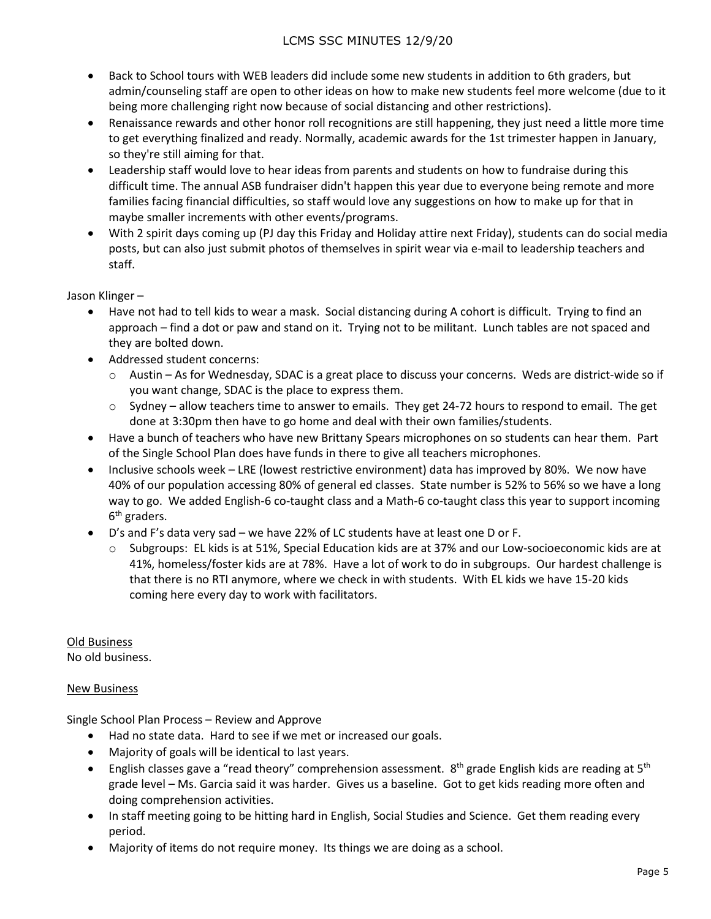- Back to School tours with WEB leaders did include some new students in addition to 6th graders, but admin/counseling staff are open to other ideas on how to make new students feel more welcome (due to it being more challenging right now because of social distancing and other restrictions).
- Renaissance rewards and other honor roll recognitions are still happening, they just need a little more time to get everything finalized and ready. Normally, academic awards for the 1st trimester happen in January, so they're still aiming for that.
- Leadership staff would love to hear ideas from parents and students on how to fundraise during this difficult time. The annual ASB fundraiser didn't happen this year due to everyone being remote and more families facing financial difficulties, so staff would love any suggestions on how to make up for that in maybe smaller increments with other events/programs.
- With 2 spirit days coming up (PJ day this Friday and Holiday attire next Friday), students can do social media posts, but can also just submit photos of themselves in spirit wear via e-mail to leadership teachers and staff.

Jason Klinger –

- Have not had to tell kids to wear a mask. Social distancing during A cohort is difficult. Trying to find an approach – find a dot or paw and stand on it. Trying not to be militant. Lunch tables are not spaced and they are bolted down.
- Addressed student concerns:
  - Austin – As for Wednesday, SDAC is a great place to discuss your concerns. Weds are district-wide so if you want change, SDAC is the place to express them.
  - Sydney – allow teachers time to answer to emails. They get 24-72 hours to respond to email. The get done at 3:30pm then have to go home and deal with their own families/students.
- Have a bunch of teachers who have new Brittany Spears microphones on so students can hear them. Part of the Single School Plan does have funds in there to give all teachers microphones.
- Inclusive schools week – LRE (lowest restrictive environment) data has improved by 80%. We now have 40% of our population accessing 80% of general ed classes. State number is 52% to 56% so we have a long way to go. We added English-6 co-taught class and a Math-6 co-taught class this year to support incoming 6th graders.
- D's and F's data very sad – we have 22% of LC students have at least one D or F.
  - Subgroups: EL kids is at 51%, Special Education kids are at 37% and our Low-socioeconomic kids are at 41%, homeless/foster kids are at 78%. Have a lot of work to do in subgroups. Our hardest challenge is that there is no RTI anymore, where we check in with students. With EL kids we have 15-20 kids coming here every day to work with facilitators.

<u>Old Business</u>

No old business.

<u>New Business</u>

Single School Plan Process – Review and Approve

- Had no state data. Hard to see if we met or increased our goals.
- Majority of goals will be identical to last years.
- English classes gave a "read theory" comprehension assessment. 8th grade English kids are reading at 5th grade level – Ms. Garcia said it was harder. Gives us a baseline. Got to get kids reading more often and doing comprehension activities.
- In staff meeting going to be hitting hard in English, Social Studies and Science. Get them reading every period.
- Majority of items do not require money. Its things we are doing as a school.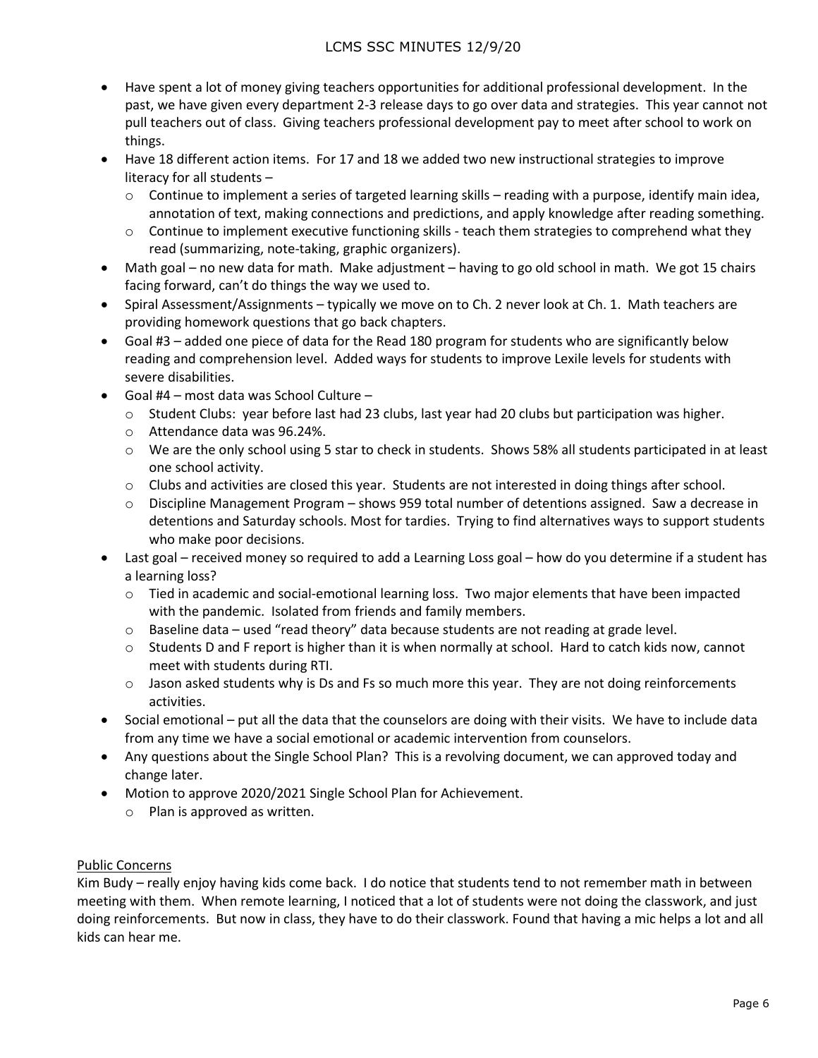- Have spent a lot of money giving teachers opportunities for additional professional development. In the past, we have given every department 2-3 release days to go over data and strategies. This year cannot not pull teachers out of class. Giving teachers professional development pay to meet after school to work on things.
- Have 18 different action items. For 17 and 18 we added two new instructional strategies to improve literacy for all students –
  - Continue to implement a series of targeted learning skills – reading with a purpose, identify main idea, annotation of text, making connections and predictions, and apply knowledge after reading something.
  - Continue to implement executive functioning skills - teach them strategies to comprehend what they read (summarizing, note-taking, graphic organizers).
- Math goal – no new data for math. Make adjustment – having to go old school in math. We got 15 chairs facing forward, can't do things the way we used to.
- Spiral Assessment/Assignments – typically we move on to Ch. 2 never look at Ch. 1. Math teachers are providing homework questions that go back chapters.
- Goal #3 – added one piece of data for the Read 180 program for students who are significantly below reading and comprehension level. Added ways for students to improve Lexile levels for students with severe disabilities.
- Goal #4 – most data was School Culture –
  - Student Clubs: year before last had 23 clubs, last year had 20 clubs but participation was higher.
  - Attendance data was 96.24%.
  - We are the only school using 5 star to check in students. Shows 58% all students participated in at least one school activity.
  - Clubs and activities are closed this year. Students are not interested in doing things after school.
  - Discipline Management Program – shows 959 total number of detentions assigned. Saw a decrease in detentions and Saturday schools. Most for tardies. Trying to find alternatives ways to support students who make poor decisions.
- Last goal – received money so required to add a Learning Loss goal – how do you determine if a student has a learning loss?
  - Tied in academic and social-emotional learning loss. Two major elements that have been impacted with the pandemic. Isolated from friends and family members.
  - Baseline data – used "read theory" data because students are not reading at grade level.
  - Students D and F report is higher than it is when normally at school. Hard to catch kids now, cannot meet with students during RTI.
  - Jason asked students why is Ds and Fs so much more this year. They are not doing reinforcements activities.
- Social emotional – put all the data that the counselors are doing with their visits. We have to include data from any time we have a social emotional or academic intervention from counselors.
- Any questions about the Single School Plan? This is a revolving document, we can approved today and change later.
- Motion to approve 2020/2021 Single School Plan for Achievement.
  - Plan is approved as written.

Public Concerns

Kim Budy – really enjoy having kids come back. I do notice that students tend to not remember math in between meeting with them. When remote learning, I noticed that a lot of students were not doing the classwork, and just doing reinforcements. But now in class, they have to do their classwork. Found that having a mic helps a lot and all kids can hear me.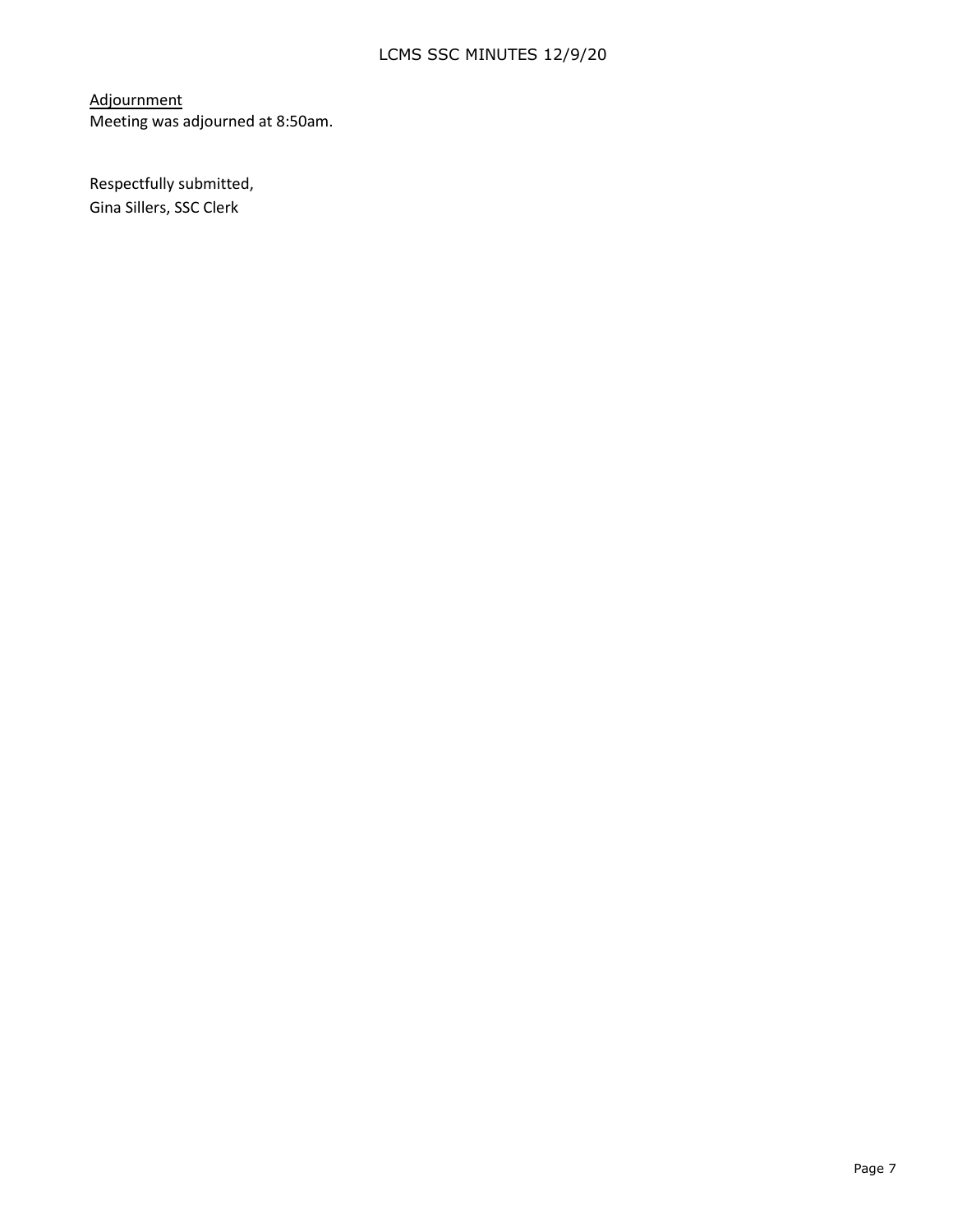Adjournment

Meeting was adjourned at 8:50am.

Respectfully submitted,
Gina Sillers, SSC Clerk